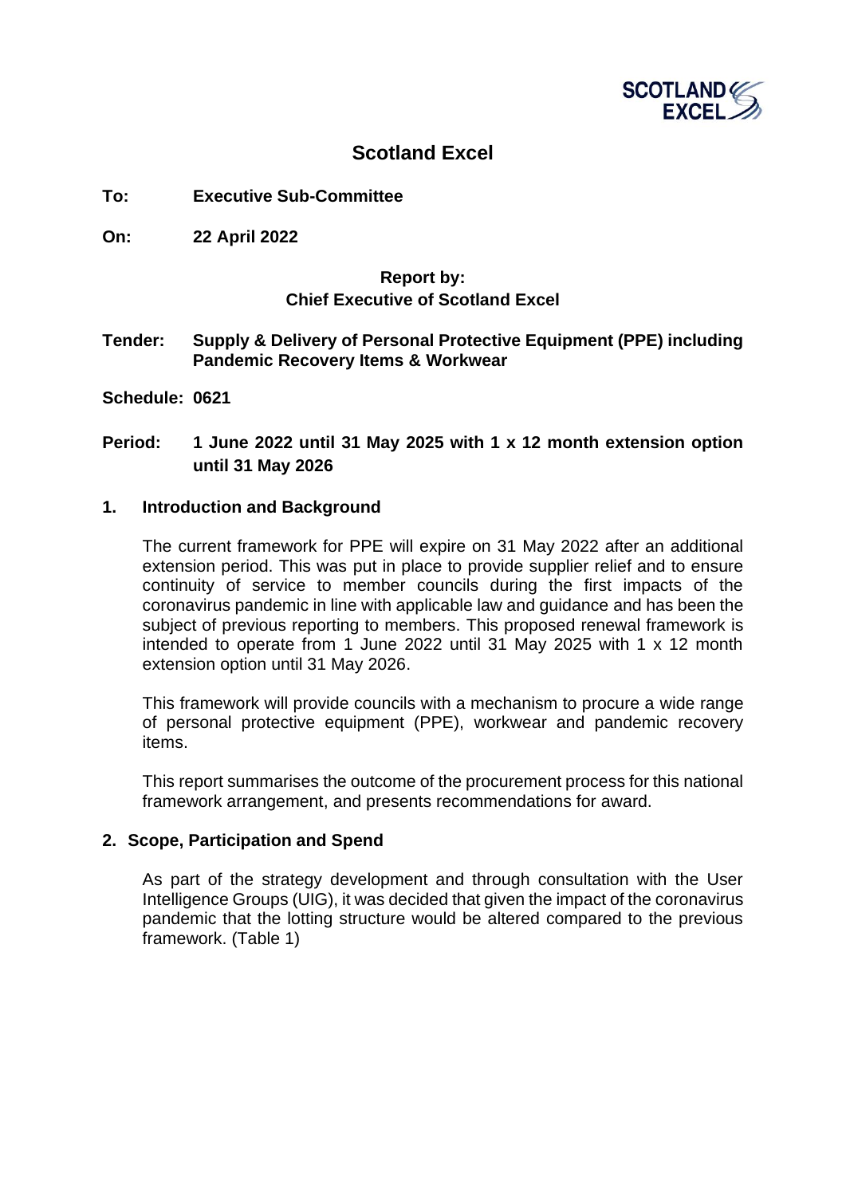# Scotland Excel

**To:** **Executive Sub-Committee**

**On:** **22 April 2022**

**Report by:**
**Chief Executive of Scotland Excel**

**Tender:** **Supply & Delivery of Personal Protective Equipment (PPE) including Pandemic Recovery Items & Workwear**

**Schedule: 0621**

**Period:** **1 June 2022 until 31 May 2025 with 1 x 12 month extension option until 31 May 2026**

## 1. Introduction and Background

The current framework for PPE will expire on 31 May 2022 after an additional extension period. This was put in place to provide supplier relief and to ensure continuity of service to member councils during the first impacts of the coronavirus pandemic in line with applicable law and guidance and has been the subject of previous reporting to members. This proposed renewal framework is intended to operate from 1 June 2022 until 31 May 2025 with 1 x 12 month extension option until 31 May 2026.

This framework will provide councils with a mechanism to procure a wide range of personal protective equipment (PPE), workwear and pandemic recovery items.

This report summarises the outcome of the procurement process for this national framework arrangement, and presents recommendations for award.

## 2. Scope, Participation and Spend

As part of the strategy development and through consultation with the User Intelligence Groups (UIG), it was decided that given the impact of the coronavirus pandemic that the lotting structure would be altered compared to the previous framework. (Table 1)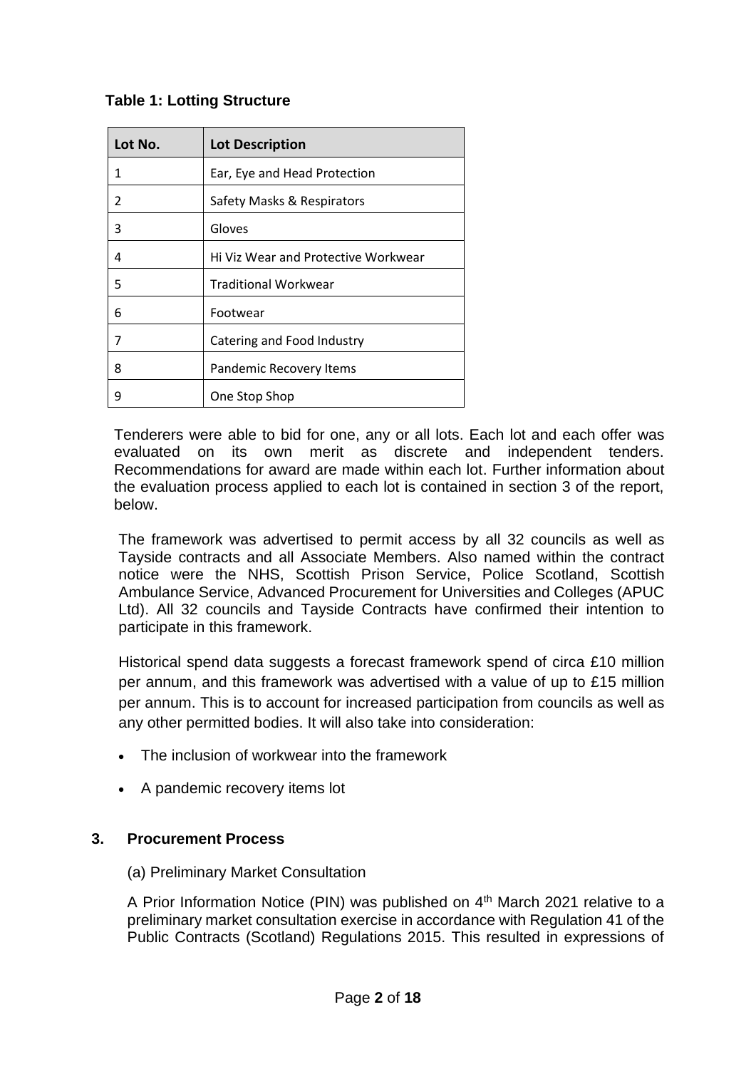**Table 1: Lotting Structure**

| Lot No. | Lot Description |
|---|---|
| 1 | Ear, Eye and Head Protection |
| 2 | Safety Masks & Respirators |
| 3 | Gloves |
| 4 | Hi Viz Wear and Protective Workwear |
| 5 | Traditional Workwear |
| 6 | Footwear |
| 7 | Catering and Food Industry |
| 8 | Pandemic Recovery Items |
| 9 | One Stop Shop |

Tenderers were able to bid for one, any or all lots. Each lot and each offer was evaluated on its own merit as discrete and independent tenders. Recommendations for award are made within each lot. Further information about the evaluation process applied to each lot is contained in section 3 of the report, below.

The framework was advertised to permit access by all 32 councils as well as Tayside contracts and all Associate Members. Also named within the contract notice were the NHS, Scottish Prison Service, Police Scotland, Scottish Ambulance Service, Advanced Procurement for Universities and Colleges (APUC Ltd). All 32 councils and Tayside Contracts have confirmed their intention to participate in this framework.

Historical spend data suggests a forecast framework spend of circa £10 million per annum, and this framework was advertised with a value of up to £15 million per annum. This is to account for increased participation from councils as well as any other permitted bodies. It will also take into consideration:

- The inclusion of workwear into the framework
- A pandemic recovery items lot

## 3. Procurement Process

(a) Preliminary Market Consultation

A Prior Information Notice (PIN) was published on 4th March 2021 relative to a preliminary market consultation exercise in accordance with Regulation 41 of the Public Contracts (Scotland) Regulations 2015. This resulted in expressions of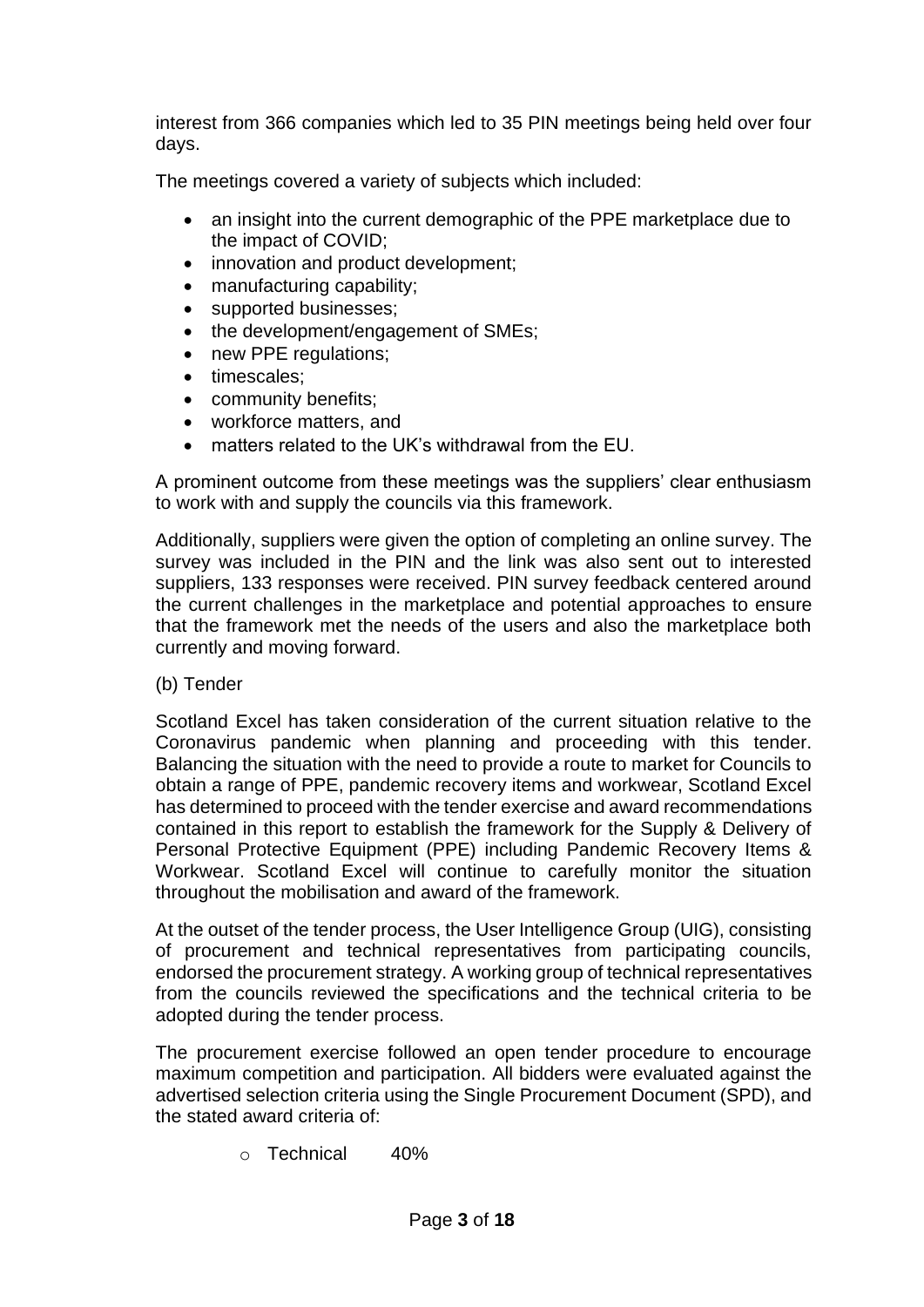interest from 366 companies which led to 35 PIN meetings being held over four days.

The meetings covered a variety of subjects which included:

- an insight into the current demographic of the PPE marketplace due to the impact of COVID;
- innovation and product development;
- manufacturing capability;
- supported businesses;
- the development/engagement of SMEs;
- new PPE regulations;
- timescales;
- community benefits;
- workforce matters, and
- matters related to the UK's withdrawal from the EU.

A prominent outcome from these meetings was the suppliers' clear enthusiasm to work with and supply the councils via this framework.

Additionally, suppliers were given the option of completing an online survey. The survey was included in the PIN and the link was also sent out to interested suppliers, 133 responses were received. PIN survey feedback centered around the current challenges in the marketplace and potential approaches to ensure that the framework met the needs of the users and also the marketplace both currently and moving forward.

(b) Tender

Scotland Excel has taken consideration of the current situation relative to the Coronavirus pandemic when planning and proceeding with this tender. Balancing the situation with the need to provide a route to market for Councils to obtain a range of PPE, pandemic recovery items and workwear, Scotland Excel has determined to proceed with the tender exercise and award recommendations contained in this report to establish the framework for the Supply & Delivery of Personal Protective Equipment (PPE) including Pandemic Recovery Items & Workwear. Scotland Excel will continue to carefully monitor the situation throughout the mobilisation and award of the framework.

At the outset of the tender process, the User Intelligence Group (UIG), consisting of procurement and technical representatives from participating councils, endorsed the procurement strategy. A working group of technical representatives from the councils reviewed the specifications and the technical criteria to be adopted during the tender process.

The procurement exercise followed an open tender procedure to encourage maximum competition and participation. All bidders were evaluated against the advertised selection criteria using the Single Procurement Document (SPD), and the stated award criteria of:

- Technical 40%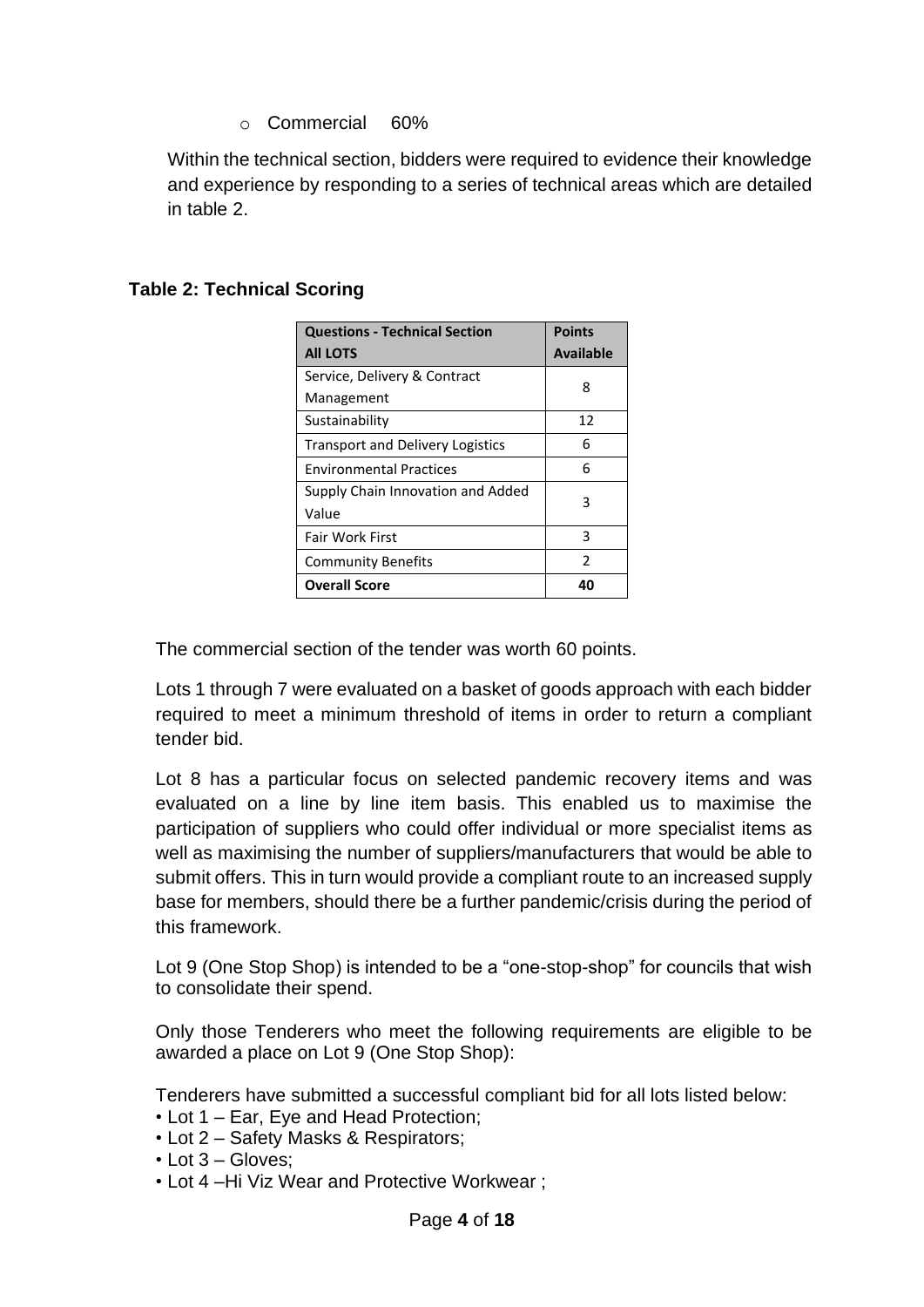- Commercial 60%

Within the technical section, bidders were required to evidence their knowledge and experience by responding to a series of technical areas which are detailed in table 2.

**Table 2: Technical Scoring**

| **Questions - Technical Section All LOTS** | **Points Available** |
|---|---|
| Service, Delivery & Contract Management | 8 |
| Sustainability | 12 |
| Transport and Delivery Logistics | 6 |
| Environmental Practices | 6 |
| Supply Chain Innovation and Added Value | 3 |
| Fair Work First | 3 |
| Community Benefits | 2 |
| **Overall Score** | **40** |

The commercial section of the tender was worth 60 points.

Lots 1 through 7 were evaluated on a basket of goods approach with each bidder required to meet a minimum threshold of items in order to return a compliant tender bid.

Lot 8 has a particular focus on selected pandemic recovery items and was evaluated on a line by line item basis. This enabled us to maximise the participation of suppliers who could offer individual or more specialist items as well as maximising the number of suppliers/manufacturers that would be able to submit offers. This in turn would provide a compliant route to an increased supply base for members, should there be a further pandemic/crisis during the period of this framework.

Lot 9 (One Stop Shop) is intended to be a "one-stop-shop" for councils that wish to consolidate their spend.

Only those Tenderers who meet the following requirements are eligible to be awarded a place on Lot 9 (One Stop Shop):

Tenderers have submitted a successful compliant bid for all lots listed below:

- Lot 1 – Ear, Eye and Head Protection;
- Lot 2 – Safety Masks & Respirators;
- Lot 3 – Gloves;
- Lot 4 –Hi Viz Wear and Protective Workwear ;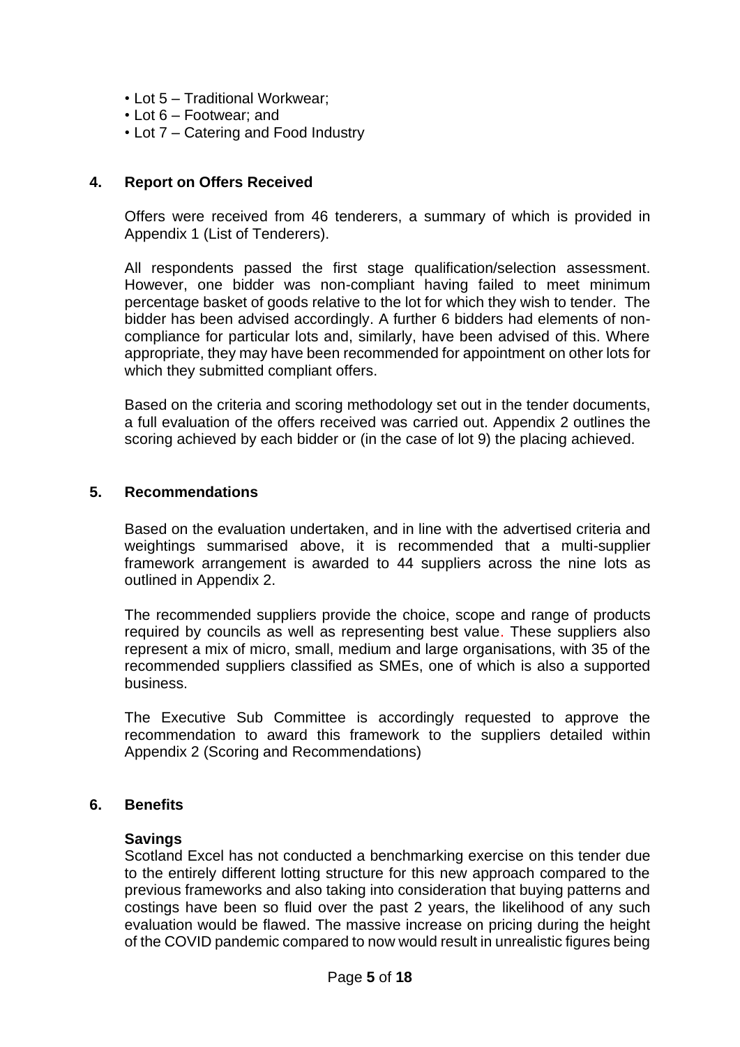- Lot 5 – Traditional Workwear;
- Lot 6 – Footwear; and
- Lot 7 – Catering and Food Industry

## 4. Report on Offers Received

Offers were received from 46 tenderers, a summary of which is provided in Appendix 1 (List of Tenderers).

All respondents passed the first stage qualification/selection assessment. However, one bidder was non-compliant having failed to meet minimum percentage basket of goods relative to the lot for which they wish to tender. The bidder has been advised accordingly. A further 6 bidders had elements of non-compliance for particular lots and, similarly, have been advised of this. Where appropriate, they may have been recommended for appointment on other lots for which they submitted compliant offers.

Based on the criteria and scoring methodology set out in the tender documents, a full evaluation of the offers received was carried out. Appendix 2 outlines the scoring achieved by each bidder or (in the case of lot 9) the placing achieved.

## 5. Recommendations

Based on the evaluation undertaken, and in line with the advertised criteria and weightings summarised above, it is recommended that a multi-supplier framework arrangement is awarded to 44 suppliers across the nine lots as outlined in Appendix 2.

The recommended suppliers provide the choice, scope and range of products required by councils as well as representing best value. These suppliers also represent a mix of micro, small, medium and large organisations, with 35 of the recommended suppliers classified as SMEs, one of which is also a supported business.

The Executive Sub Committee is accordingly requested to approve the recommendation to award this framework to the suppliers detailed within Appendix 2 (Scoring and Recommendations)

## 6. Benefits

### Savings

Scotland Excel has not conducted a benchmarking exercise on this tender due to the entirely different lotting structure for this new approach compared to the previous frameworks and also taking into consideration that buying patterns and costings have been so fluid over the past 2 years, the likelihood of any such evaluation would be flawed. The massive increase on pricing during the height of the COVID pandemic compared to now would result in unrealistic figures being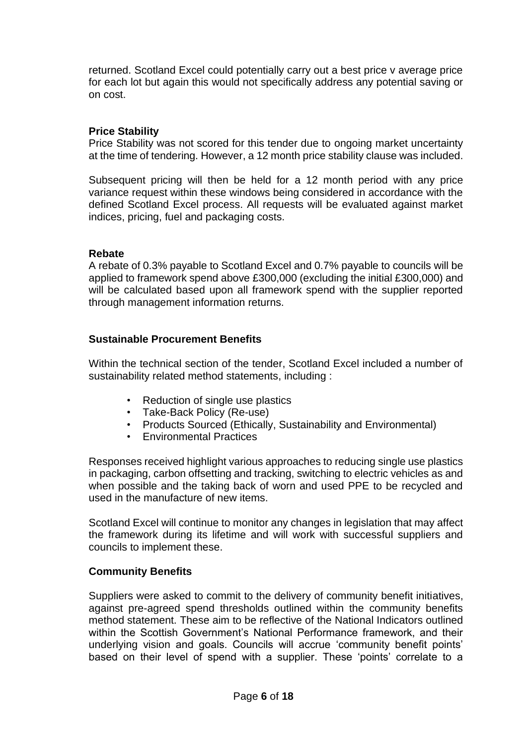returned. Scotland Excel could potentially carry out a best price v average price for each lot but again this would not specifically address any potential saving or on cost.

**Price Stability**

Price Stability was not scored for this tender due to ongoing market uncertainty at the time of tendering. However, a 12 month price stability clause was included.

Subsequent pricing will then be held for a 12 month period with any price variance request within these windows being considered in accordance with the defined Scotland Excel process. All requests will be evaluated against market indices, pricing, fuel and packaging costs.

**Rebate**

A rebate of 0.3% payable to Scotland Excel and 0.7% payable to councils will be applied to framework spend above £300,000 (excluding the initial £300,000) and will be calculated based upon all framework spend with the supplier reported through management information returns.

**Sustainable Procurement Benefits**

Within the technical section of the tender, Scotland Excel included a number of sustainability related method statements, including :

- Reduction of single use plastics
- Take-Back Policy (Re-use)
- Products Sourced (Ethically, Sustainability and Environmental)
- Environmental Practices

Responses received highlight various approaches to reducing single use plastics in packaging, carbon offsetting and tracking, switching to electric vehicles as and when possible and the taking back of worn and used PPE to be recycled and used in the manufacture of new items.

Scotland Excel will continue to monitor any changes in legislation that may affect the framework during its lifetime and will work with successful suppliers and councils to implement these.

**Community Benefits**

Suppliers were asked to commit to the delivery of community benefit initiatives, against pre-agreed spend thresholds outlined within the community benefits method statement. These aim to be reflective of the National Indicators outlined within the Scottish Government's National Performance framework, and their underlying vision and goals. Councils will accrue 'community benefit points' based on their level of spend with a supplier. These 'points' correlate to a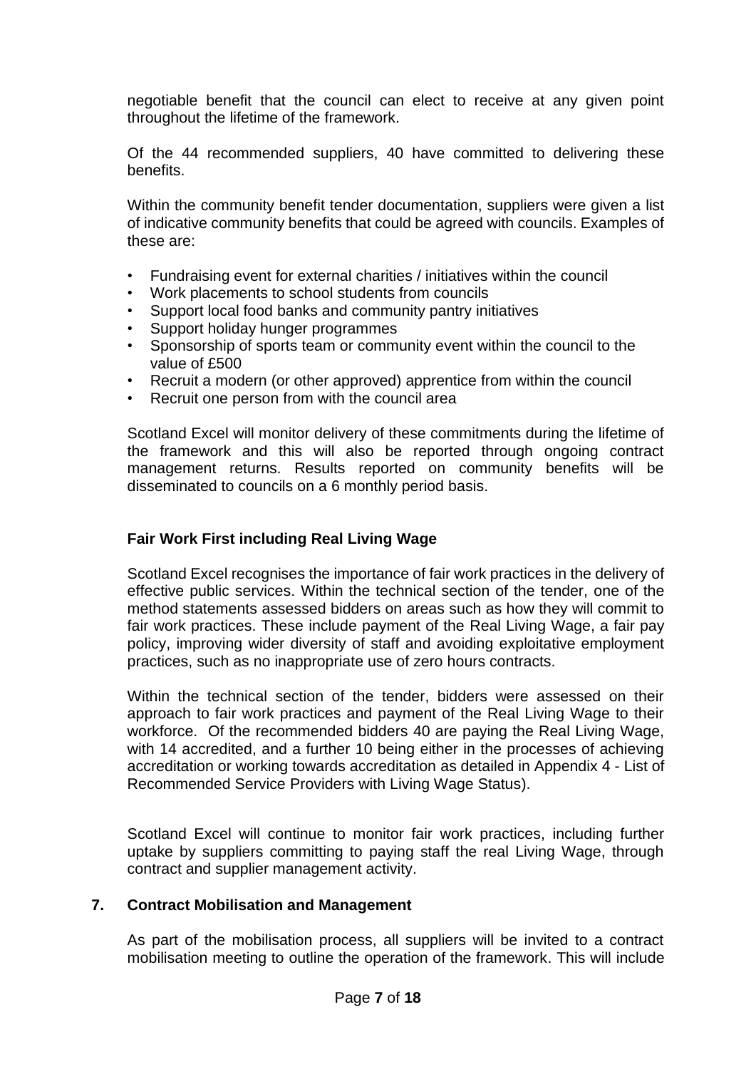negotiable benefit that the council can elect to receive at any given point throughout the lifetime of the framework.

Of the 44 recommended suppliers, 40 have committed to delivering these benefits.

Within the community benefit tender documentation, suppliers were given a list of indicative community benefits that could be agreed with councils. Examples of these are:

- Fundraising event for external charities / initiatives within the council
- Work placements to school students from councils
- Support local food banks and community pantry initiatives
- Support holiday hunger programmes
- Sponsorship of sports team or community event within the council to the value of £500
- Recruit a modern (or other approved) apprentice from within the council
- Recruit one person from with the council area

Scotland Excel will monitor delivery of these commitments during the lifetime of the framework and this will also be reported through ongoing contract management returns. Results reported on community benefits will be disseminated to councils on a 6 monthly period basis.

**Fair Work First including Real Living Wage**

Scotland Excel recognises the importance of fair work practices in the delivery of effective public services. Within the technical section of the tender, one of the method statements assessed bidders on areas such as how they will commit to fair work practices. These include payment of the Real Living Wage, a fair pay policy, improving wider diversity of staff and avoiding exploitative employment practices, such as no inappropriate use of zero hours contracts.

Within the technical section of the tender, bidders were assessed on their approach to fair work practices and payment of the Real Living Wage to their workforce. Of the recommended bidders 40 are paying the Real Living Wage, with 14 accredited, and a further 10 being either in the processes of achieving accreditation or working towards accreditation as detailed in Appendix 4 - List of Recommended Service Providers with Living Wage Status).

Scotland Excel will continue to monitor fair work practices, including further uptake by suppliers committing to paying staff the real Living Wage, through contract and supplier management activity.

## 7. Contract Mobilisation and Management

As part of the mobilisation process, all suppliers will be invited to a contract mobilisation meeting to outline the operation of the framework. This will include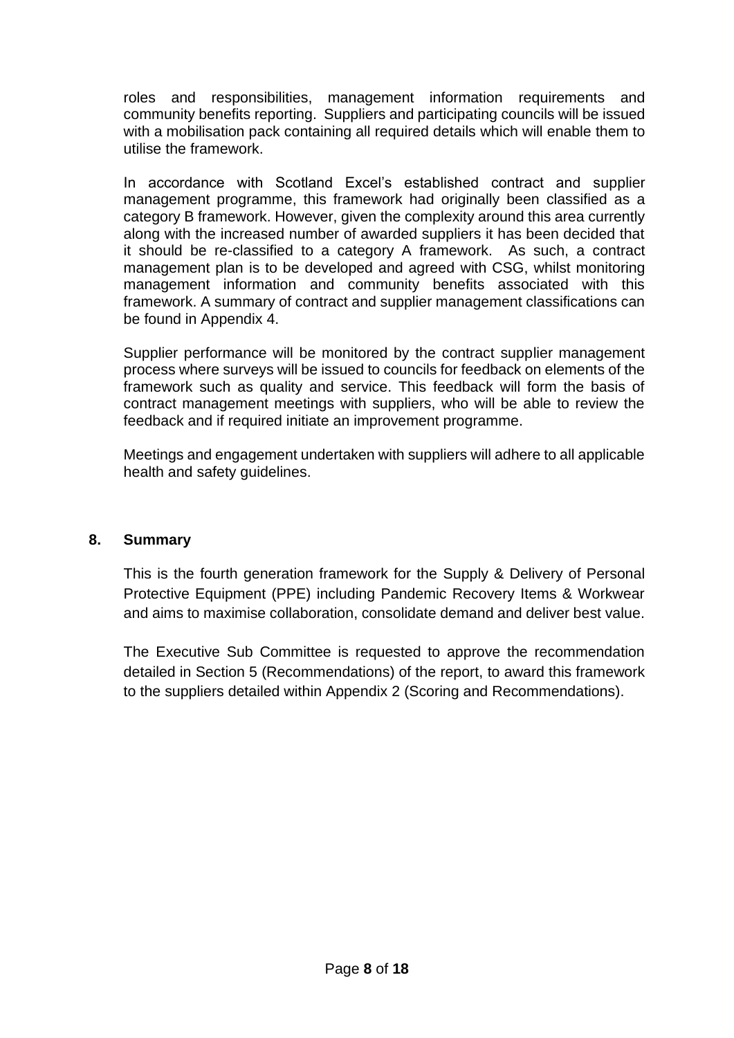roles and responsibilities, management information requirements and community benefits reporting. Suppliers and participating councils will be issued with a mobilisation pack containing all required details which will enable them to utilise the framework.

In accordance with Scotland Excel's established contract and supplier management programme, this framework had originally been classified as a category B framework. However, given the complexity around this area currently along with the increased number of awarded suppliers it has been decided that it should be re-classified to a category A framework. As such, a contract management plan is to be developed and agreed with CSG, whilst monitoring management information and community benefits associated with this framework. A summary of contract and supplier management classifications can be found in Appendix 4.

Supplier performance will be monitored by the contract supplier management process where surveys will be issued to councils for feedback on elements of the framework such as quality and service. This feedback will form the basis of contract management meetings with suppliers, who will be able to review the feedback and if required initiate an improvement programme.

Meetings and engagement undertaken with suppliers will adhere to all applicable health and safety guidelines.

## 8. Summary

This is the fourth generation framework for the Supply & Delivery of Personal Protective Equipment (PPE) including Pandemic Recovery Items & Workwear and aims to maximise collaboration, consolidate demand and deliver best value.

The Executive Sub Committee is requested to approve the recommendation detailed in Section 5 (Recommendations) of the report, to award this framework to the suppliers detailed within Appendix 2 (Scoring and Recommendations).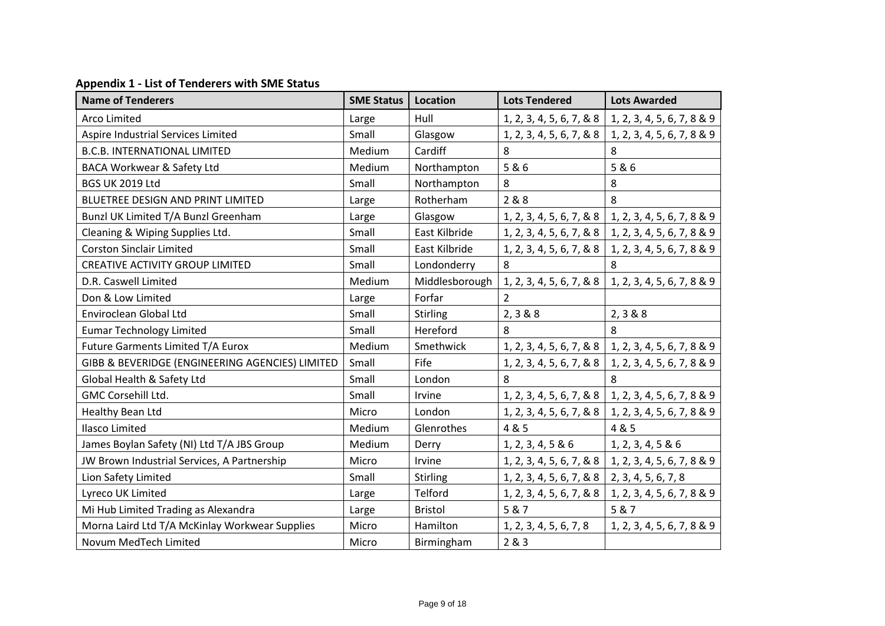**Appendix 1 - List of Tenderers with SME Status**

| Name of Tenderers | SME Status | Location | Lots Tendered | Lots Awarded |
|---|---|---|---|---|
| Arco Limited | Large | Hull | 1, 2, 3, 4, 5, 6, 7, & 8 | 1, 2, 3, 4, 5, 6, 7, 8 & 9 |
| Aspire Industrial Services Limited | Small | Glasgow | 1, 2, 3, 4, 5, 6, 7, & 8 | 1, 2, 3, 4, 5, 6, 7, 8 & 9 |
| B.C.B. INTERNATIONAL LIMITED | Medium | Cardiff | 8 | 8 |
| BACA Workwear & Safety Ltd | Medium | Northampton | 5 & 6 | 5 & 6 |
| BGS UK 2019 Ltd | Small | Northampton | 8 | 8 |
| BLUETREE DESIGN AND PRINT LIMITED | Large | Rotherham | 2 & 8 | 8 |
| Bunzl UK Limited T/A Bunzl Greenham | Large | Glasgow | 1, 2, 3, 4, 5, 6, 7, & 8 | 1, 2, 3, 4, 5, 6, 7, 8 & 9 |
| Cleaning & Wiping Supplies Ltd. | Small | East Kilbride | 1, 2, 3, 4, 5, 6, 7, & 8 | 1, 2, 3, 4, 5, 6, 7, 8 & 9 |
| Corston Sinclair Limited | Small | East Kilbride | 1, 2, 3, 4, 5, 6, 7, & 8 | 1, 2, 3, 4, 5, 6, 7, 8 & 9 |
| CREATIVE ACTIVITY GROUP LIMITED | Small | Londonderry | 8 | 8 |
| D.R. Caswell Limited | Medium | Middlesborough | 1, 2, 3, 4, 5, 6, 7, & 8 | 1, 2, 3, 4, 5, 6, 7, 8 & 9 |
| Don & Low Limited | Large | Forfar | 2 | |
| Enviroclean Global Ltd | Small | Stirling | 2, 3 & 8 | 2, 3 & 8 |
| Eumar Technology Limited | Small | Hereford | 8 | 8 |
| Future Garments Limited T/A Eurox | Medium | Smethwick | 1, 2, 3, 4, 5, 6, 7, & 8 | 1, 2, 3, 4, 5, 6, 7, 8 & 9 |
| GIBB & BEVERIDGE (ENGINEERING AGENCIES) LIMITED | Small | Fife | 1, 2, 3, 4, 5, 6, 7, & 8 | 1, 2, 3, 4, 5, 6, 7, 8 & 9 |
| Global Health & Safety Ltd | Small | London | 8 | 8 |
| GMC Corsehill Ltd. | Small | Irvine | 1, 2, 3, 4, 5, 6, 7, & 8 | 1, 2, 3, 4, 5, 6, 7, 8 & 9 |
| Healthy Bean Ltd | Micro | London | 1, 2, 3, 4, 5, 6, 7, & 8 | 1, 2, 3, 4, 5, 6, 7, 8 & 9 |
| Ilasco Limited | Medium | Glenrothes | 4 & 5 | 4 & 5 |
| James Boylan Safety (NI) Ltd T/A JBS Group | Medium | Derry | 1, 2, 3, 4, 5 & 6 | 1, 2, 3, 4, 5 & 6 |
| JW Brown Industrial Services, A Partnership | Micro | Irvine | 1, 2, 3, 4, 5, 6, 7, & 8 | 1, 2, 3, 4, 5, 6, 7, 8 & 9 |
| Lion Safety Limited | Small | Stirling | 1, 2, 3, 4, 5, 6, 7, & 8 | 2, 3, 4, 5, 6, 7, 8 |
| Lyreco UK Limited | Large | Telford | 1, 2, 3, 4, 5, 6, 7, & 8 | 1, 2, 3, 4, 5, 6, 7, 8 & 9 |
| Mi Hub Limited Trading as Alexandra | Large | Bristol | 5 & 7 | 5 & 7 |
| Morna Laird Ltd T/A McKinlay Workwear Supplies | Micro | Hamilton | 1, 2, 3, 4, 5, 6, 7, 8 | 1, 2, 3, 4, 5, 6, 7, 8 & 9 |
| Novum MedTech Limited | Micro | Birmingham | 2 & 3 | |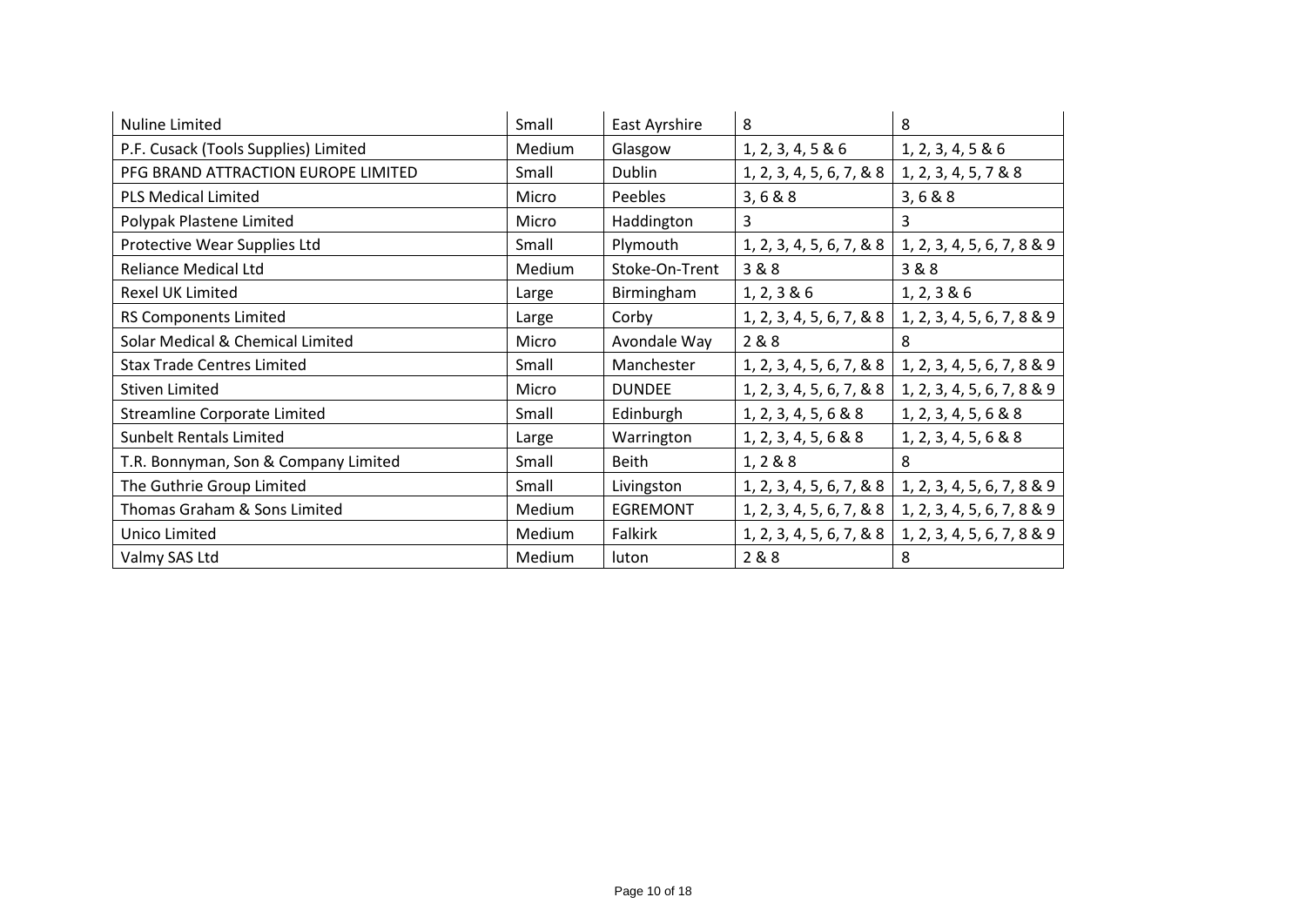| | | | | |
|---|---|---|---|---|
| Nuline Limited | Small | East Ayrshire | 8 | 8 |
| P.F. Cusack (Tools Supplies) Limited | Medium | Glasgow | 1, 2, 3, 4, 5 & 6 | 1, 2, 3, 4, 5 & 6 |
| PFG BRAND ATTRACTION EUROPE LIMITED | Small | Dublin | 1, 2, 3, 4, 5, 6, 7, & 8 | 1, 2, 3, 4, 5, 7 & 8 |
| PLS Medical Limited | Micro | Peebles | 3, 6 & 8 | 3, 6 & 8 |
| Polypak Plastene Limited | Micro | Haddington | 3 | 3 |
| Protective Wear Supplies Ltd | Small | Plymouth | 1, 2, 3, 4, 5, 6, 7, & 8 | 1, 2, 3, 4, 5, 6, 7, 8 & 9 |
| Reliance Medical Ltd | Medium | Stoke-On-Trent | 3 & 8 | 3 & 8 |
| Rexel UK Limited | Large | Birmingham | 1, 2, 3 & 6 | 1, 2, 3 & 6 |
| RS Components Limited | Large | Corby | 1, 2, 3, 4, 5, 6, 7, & 8 | 1, 2, 3, 4, 5, 6, 7, 8 & 9 |
| Solar Medical & Chemical Limited | Micro | Avondale Way | 2 & 8 | 8 |
| Stax Trade Centres Limited | Small | Manchester | 1, 2, 3, 4, 5, 6, 7, & 8 | 1, 2, 3, 4, 5, 6, 7, 8 & 9 |
| Stiven Limited | Micro | DUNDEE | 1, 2, 3, 4, 5, 6, 7, & 8 | 1, 2, 3, 4, 5, 6, 7, 8 & 9 |
| Streamline Corporate Limited | Small | Edinburgh | 1, 2, 3, 4, 5, 6 & 8 | 1, 2, 3, 4, 5, 6 & 8 |
| Sunbelt Rentals Limited | Large | Warrington | 1, 2, 3, 4, 5, 6 & 8 | 1, 2, 3, 4, 5, 6 & 8 |
| T.R. Bonnyman, Son & Company Limited | Small | Beith | 1, 2 & 8 | 8 |
| The Guthrie Group Limited | Small | Livingston | 1, 2, 3, 4, 5, 6, 7, & 8 | 1, 2, 3, 4, 5, 6, 7, 8 & 9 |
| Thomas Graham & Sons Limited | Medium | EGREMONT | 1, 2, 3, 4, 5, 6, 7, & 8 | 1, 2, 3, 4, 5, 6, 7, 8 & 9 |
| Unico Limited | Medium | Falkirk | 1, 2, 3, 4, 5, 6, 7, & 8 | 1, 2, 3, 4, 5, 6, 7, 8 & 9 |
| Valmy SAS Ltd | Medium | luton | 2 & 8 | 8 |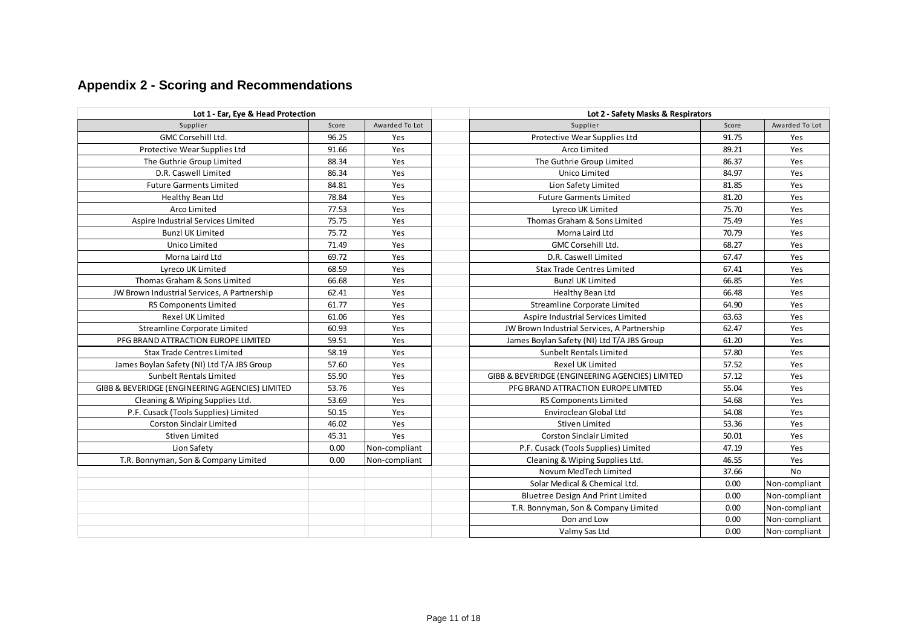## Appendix 2 - Scoring and Recommendations

| Lot 1 - Ear, Eye & Head Protection | | |
|---|---|---|
| Supplier | Score | Awarded To Lot |
| GMC Corsehill Ltd. | 96.25 | Yes |
| Protective Wear Supplies Ltd | 91.66 | Yes |
| The Guthrie Group Limited | 88.34 | Yes |
| D.R. Caswell Limited | 86.34 | Yes |
| Future Garments Limited | 84.81 | Yes |
| Healthy Bean Ltd | 78.84 | Yes |
| Arco Limited | 77.53 | Yes |
| Aspire Industrial Services Limited | 75.75 | Yes |
| Bunzl UK Limited | 75.72 | Yes |
| Unico Limited | 71.49 | Yes |
| Morna Laird Ltd | 69.72 | Yes |
| Lyreco UK Limited | 68.59 | Yes |
| Thomas Graham & Sons Limited | 66.68 | Yes |
| JW Brown Industrial Services, A Partnership | 62.41 | Yes |
| RS Components Limited | 61.77 | Yes |
| Rexel UK Limited | 61.06 | Yes |
| Streamline Corporate Limited | 60.93 | Yes |
| PFG BRAND ATTRACTION EUROPE LIMITED | 59.51 | Yes |
| Stax Trade Centres Limited | 58.19 | Yes |
| James Boylan Safety (NI) Ltd T/A JBS Group | 57.60 | Yes |
| Sunbelt Rentals Limited | 55.90 | Yes |
| GIBB & BEVERIDGE (ENGINEERING AGENCIES) LIMITED | 53.76 | Yes |
| Cleaning & Wiping Supplies Ltd. | 53.69 | Yes |
| P.F. Cusack (Tools Supplies) Limited | 50.15 | Yes |
| Corston Sinclair Limited | 46.02 | Yes |
| Stiven Limited | 45.31 | Yes |
| Lion Safety | 0.00 | Non-compliant |
| T.R. Bonnyman, Son & Company Limited | 0.00 | Non-compliant |

| Lot 2 - Safety Masks & Respirators | | |
|---|---|---|
| Supplier | Score | Awarded To Lot |
| Protective Wear Supplies Ltd | 91.75 | Yes |
| Arco Limited | 89.21 | Yes |
| The Guthrie Group Limited | 86.37 | Yes |
| Unico Limited | 84.97 | Yes |
| Lion Safety Limited | 81.85 | Yes |
| Future Garments Limited | 81.20 | Yes |
| Lyreco UK Limited | 75.70 | Yes |
| Thomas Graham & Sons Limited | 75.49 | Yes |
| Morna Laird Ltd | 70.79 | Yes |
| GMC Corsehill Ltd. | 68.27 | Yes |
| D.R. Caswell Limited | 67.47 | Yes |
| Stax Trade Centres Limited | 67.41 | Yes |
| Bunzl UK Limited | 66.85 | Yes |
| Healthy Bean Ltd | 66.48 | Yes |
| Streamline Corporate Limited | 64.90 | Yes |
| Aspire Industrial Services Limited | 63.63 | Yes |
| JW Brown Industrial Services, A Partnership | 62.47 | Yes |
| James Boylan Safety (NI) Ltd T/A JBS Group | 61.20 | Yes |
| Sunbelt Rentals Limited | 57.80 | Yes |
| Rexel UK Limited | 57.52 | Yes |
| GIBB & BEVERIDGE (ENGINEERING AGENCIES) LIMITED | 57.12 | Yes |
| PFG BRAND ATTRACTION EUROPE LIMITED | 55.04 | Yes |
| RS Components Limited | 54.68 | Yes |
| Enviroclean Global Ltd | 54.08 | Yes |
| Stiven Limited | 53.36 | Yes |
| Corston Sinclair Limited | 50.01 | Yes |
| P.F. Cusack (Tools Supplies) Limited | 47.19 | Yes |
| Cleaning & Wiping Supplies Ltd. | 46.55 | Yes |
| Novum MedTech Limited | 37.66 | No |
| Solar Medical & Chemical Ltd. | 0.00 | Non-compliant |
| Bluetree Design And Print Limited | 0.00 | Non-compliant |
| T.R. Bonnyman, Son & Company Limited | 0.00 | Non-compliant |
| Don and Low | 0.00 | Non-compliant |
| Valmy Sas Ltd | 0.00 | Non-compliant |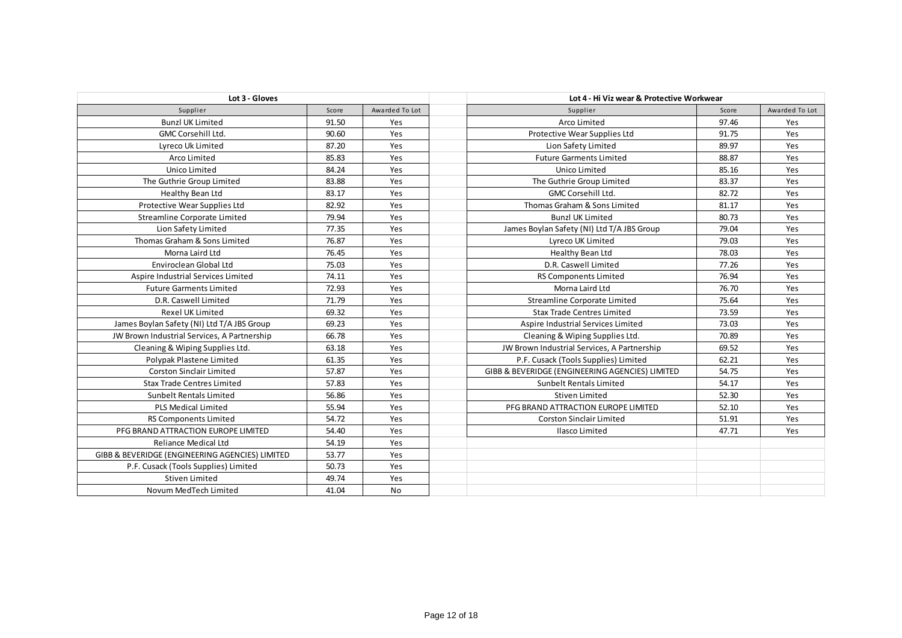| Lot 3 - Gloves | | |
|---|---|---|
| Supplier | Score | Awarded To Lot |
| Bunzl UK Limited | 91.50 | Yes |
| GMC Corsehill Ltd. | 90.60 | Yes |
| Lyreco Uk Limited | 87.20 | Yes |
| Arco Limited | 85.83 | Yes |
| Unico Limited | 84.24 | Yes |
| The Guthrie Group Limited | 83.88 | Yes |
| Healthy Bean Ltd | 83.17 | Yes |
| Protective Wear Supplies Ltd | 82.92 | Yes |
| Streamline Corporate Limited | 79.94 | Yes |
| Lion Safety Limited | 77.35 | Yes |
| Thomas Graham & Sons Limited | 76.87 | Yes |
| Morna Laird Ltd | 76.45 | Yes |
| Enviroclean Global Ltd | 75.03 | Yes |
| Aspire Industrial Services Limited | 74.11 | Yes |
| Future Garments Limited | 72.93 | Yes |
| D.R. Caswell Limited | 71.79 | Yes |
| Rexel UK Limited | 69.32 | Yes |
| James Boylan Safety (NI) Ltd T/A JBS Group | 69.23 | Yes |
| JW Brown Industrial Services, A Partnership | 66.78 | Yes |
| Cleaning & Wiping Supplies Ltd. | 63.18 | Yes |
| Polypak Plastene Limited | 61.35 | Yes |
| Corston Sinclair Limited | 57.87 | Yes |
| Stax Trade Centres Limited | 57.83 | Yes |
| Sunbelt Rentals Limited | 56.86 | Yes |
| PLS Medical Limited | 55.94 | Yes |
| RS Components Limited | 54.72 | Yes |
| PFG BRAND ATTRACTION EUROPE LIMITED | 54.40 | Yes |
| Reliance Medical Ltd | 54.19 | Yes |
| GIBB & BEVERIDGE (ENGINEERING AGENCIES) LIMITED | 53.77 | Yes |
| P.F. Cusack (Tools Supplies) Limited | 50.73 | Yes |
| Stiven Limited | 49.74 | Yes |
| Novum MedTech Limited | 41.04 | No |

| Lot 4 - Hi Viz wear & Protective Workwear | | |
|---|---|---|
| Supplier | Score | Awarded To Lot |
| Arco Limited | 97.46 | Yes |
| Protective Wear Supplies Ltd | 91.75 | Yes |
| Lion Safety Limited | 89.97 | Yes |
| Future Garments Limited | 88.87 | Yes |
| Unico Limited | 85.16 | Yes |
| The Guthrie Group Limited | 83.37 | Yes |
| GMC Corsehill Ltd. | 82.72 | Yes |
| Thomas Graham & Sons Limited | 81.17 | Yes |
| Bunzl UK Limited | 80.73 | Yes |
| James Boylan Safety (NI) Ltd T/A JBS Group | 79.04 | Yes |
| Lyreco UK Limited | 79.03 | Yes |
| Healthy Bean Ltd | 78.03 | Yes |
| D.R. Caswell Limited | 77.26 | Yes |
| RS Components Limited | 76.94 | Yes |
| Morna Laird Ltd | 76.70 | Yes |
| Streamline Corporate Limited | 75.64 | Yes |
| Stax Trade Centres Limited | 73.59 | Yes |
| Aspire Industrial Services Limited | 73.03 | Yes |
| Cleaning & Wiping Supplies Ltd. | 70.89 | Yes |
| JW Brown Industrial Services, A Partnership | 69.52 | Yes |
| P.F. Cusack (Tools Supplies) Limited | 62.21 | Yes |
| GIBB & BEVERIDGE (ENGINEERING AGENCIES) LIMITED | 54.75 | Yes |
| Sunbelt Rentals Limited | 54.17 | Yes |
| Stiven Limited | 52.30 | Yes |
| PFG BRAND ATTRACTION EUROPE LIMITED | 52.10 | Yes |
| Corston Sinclair Limited | 51.91 | Yes |
| Ilasco Limited | 47.71 | Yes |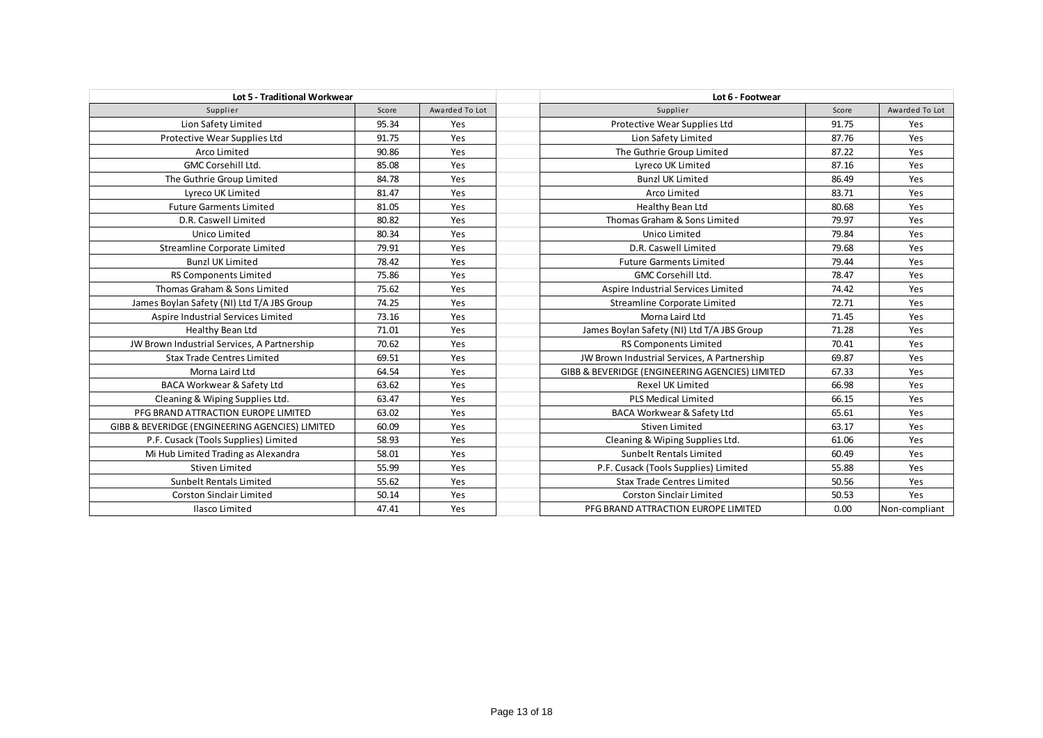## Lot 5 - Traditional Workwear

| Supplier | Score | Awarded To Lot |
|---|---|---|
| Lion Safety Limited | 95.34 | Yes |
| Protective Wear Supplies Ltd | 91.75 | Yes |
| Arco Limited | 90.86 | Yes |
| GMC Corsehill Ltd. | 85.08 | Yes |
| The Guthrie Group Limited | 84.78 | Yes |
| Lyreco UK Limited | 81.47 | Yes |
| Future Garments Limited | 81.05 | Yes |
| D.R. Caswell Limited | 80.82 | Yes |
| Unico Limited | 80.34 | Yes |
| Streamline Corporate Limited | 79.91 | Yes |
| Bunzl UK Limited | 78.42 | Yes |
| RS Components Limited | 75.86 | Yes |
| Thomas Graham & Sons Limited | 75.62 | Yes |
| James Boylan Safety (NI) Ltd T/A JBS Group | 74.25 | Yes |
| Aspire Industrial Services Limited | 73.16 | Yes |
| Healthy Bean Ltd | 71.01 | Yes |
| JW Brown Industrial Services, A Partnership | 70.62 | Yes |
| Stax Trade Centres Limited | 69.51 | Yes |
| Morna Laird Ltd | 64.54 | Yes |
| BACA Workwear & Safety Ltd | 63.62 | Yes |
| Cleaning & Wiping Supplies Ltd. | 63.47 | Yes |
| PFG BRAND ATTRACTION EUROPE LIMITED | 63.02 | Yes |
| GIBB & BEVERIDGE (ENGINEERING AGENCIES) LIMITED | 60.09 | Yes |
| P.F. Cusack (Tools Supplies) Limited | 58.93 | Yes |
| Mi Hub Limited Trading as Alexandra | 58.01 | Yes |
| Stiven Limited | 55.99 | Yes |
| Sunbelt Rentals Limited | 55.62 | Yes |
| Corston Sinclair Limited | 50.14 | Yes |
| Ilasco Limited | 47.41 | Yes |

## Lot 6 - Footwear

| Supplier | Score | Awarded To Lot |
|---|---|---|
| Protective Wear Supplies Ltd | 91.75 | Yes |
| Lion Safety Limited | 87.76 | Yes |
| The Guthrie Group Limited | 87.22 | Yes |
| Lyreco UK Limited | 87.16 | Yes |
| Bunzl UK Limited | 86.49 | Yes |
| Arco Limited | 83.71 | Yes |
| Healthy Bean Ltd | 80.68 | Yes |
| Thomas Graham & Sons Limited | 79.97 | Yes |
| Unico Limited | 79.84 | Yes |
| D.R. Caswell Limited | 79.68 | Yes |
| Future Garments Limited | 79.44 | Yes |
| GMC Corsehill Ltd. | 78.47 | Yes |
| Aspire Industrial Services Limited | 74.42 | Yes |
| Streamline Corporate Limited | 72.71 | Yes |
| Morna Laird Ltd | 71.45 | Yes |
| James Boylan Safety (NI) Ltd T/A JBS Group | 71.28 | Yes |
| RS Components Limited | 70.41 | Yes |
| JW Brown Industrial Services, A Partnership | 69.87 | Yes |
| GIBB & BEVERIDGE (ENGINEERING AGENCIES) LIMITED | 67.33 | Yes |
| Rexel UK Limited | 66.98 | Yes |
| PLS Medical Limited | 66.15 | Yes |
| BACA Workwear & Safety Ltd | 65.61 | Yes |
| Stiven Limited | 63.17 | Yes |
| Cleaning & Wiping Supplies Ltd. | 61.06 | Yes |
| Sunbelt Rentals Limited | 60.49 | Yes |
| P.F. Cusack (Tools Supplies) Limited | 55.88 | Yes |
| Stax Trade Centres Limited | 50.56 | Yes |
| Corston Sinclair Limited | 50.53 | Yes |
| PFG BRAND ATTRACTION EUROPE LIMITED | 0.00 | Non-compliant |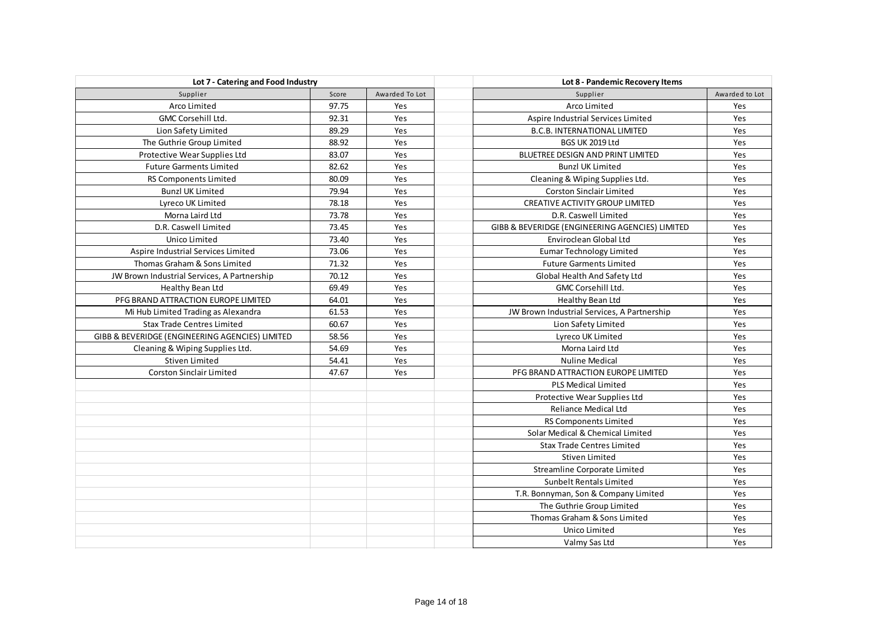| Lot 7 - Catering and Food Industry | | |
|---|---|---|
| Supplier | Score | Awarded To Lot |
| Arco Limited | 97.75 | Yes |
| GMC Corsehill Ltd. | 92.31 | Yes |
| Lion Safety Limited | 89.29 | Yes |
| The Guthrie Group Limited | 88.92 | Yes |
| Protective Wear Supplies Ltd | 83.07 | Yes |
| Future Garments Limited | 82.62 | Yes |
| RS Components Limited | 80.09 | Yes |
| Bunzl UK Limited | 79.94 | Yes |
| Lyreco UK Limited | 78.18 | Yes |
| Morna Laird Ltd | 73.78 | Yes |
| D.R. Caswell Limited | 73.45 | Yes |
| Unico Limited | 73.40 | Yes |
| Aspire Industrial Services Limited | 73.06 | Yes |
| Thomas Graham & Sons Limited | 71.32 | Yes |
| JW Brown Industrial Services, A Partnership | 70.12 | Yes |
| Healthy Bean Ltd | 69.49 | Yes |
| PFG BRAND ATTRACTION EUROPE LIMITED | 64.01 | Yes |
| Mi Hub Limited Trading as Alexandra | 61.53 | Yes |
| Stax Trade Centres Limited | 60.67 | Yes |
| GIBB & BEVERIDGE (ENGINEERING AGENCIES) LIMITED | 58.56 | Yes |
| Cleaning & Wiping Supplies Ltd. | 54.69 | Yes |
| Stiven Limited | 54.41 | Yes |
| Corston Sinclair Limited | 47.67 | Yes |

| Lot 8 - Pandemic Recovery Items | |
|---|---|
| Supplier | Awarded to Lot |
| Arco Limited | Yes |
| Aspire Industrial Services Limited | Yes |
| B.C.B. INTERNATIONAL LIMITED | Yes |
| BGS UK 2019 Ltd | Yes |
| BLUETREE DESIGN AND PRINT LIMITED | Yes |
| Bunzl UK Limited | Yes |
| Cleaning & Wiping Supplies Ltd. | Yes |
| Corston Sinclair Limited | Yes |
| CREATIVE ACTIVITY GROUP LIMITED | Yes |
| D.R. Caswell Limited | Yes |
| GIBB & BEVERIDGE (ENGINEERING AGENCIES) LIMITED | Yes |
| Enviroclean Global Ltd | Yes |
| Eumar Technology Limited | Yes |
| Future Garments Limited | Yes |
| Global Health And Safety Ltd | Yes |
| GMC Corsehill Ltd. | Yes |
| Healthy Bean Ltd | Yes |
| JW Brown Industrial Services, A Partnership | Yes |
| Lion Safety Limited | Yes |
| Lyreco UK Limited | Yes |
| Morna Laird Ltd | Yes |
| Nuline Medical | Yes |
| PFG BRAND ATTRACTION EUROPE LIMITED | Yes |
| PLS Medical Limited | Yes |
| Protective Wear Supplies Ltd | Yes |
| Reliance Medical Ltd | Yes |
| RS Components Limited | Yes |
| Solar Medical & Chemical Limited | Yes |
| Stax Trade Centres Limited | Yes |
| Stiven Limited | Yes |
| Streamline Corporate Limited | Yes |
| Sunbelt Rentals Limited | Yes |
| T.R. Bonnyman, Son & Company Limited | Yes |
| The Guthrie Group Limited | Yes |
| Thomas Graham & Sons Limited | Yes |
| Unico Limited | Yes |
| Valmy Sas Ltd | Yes |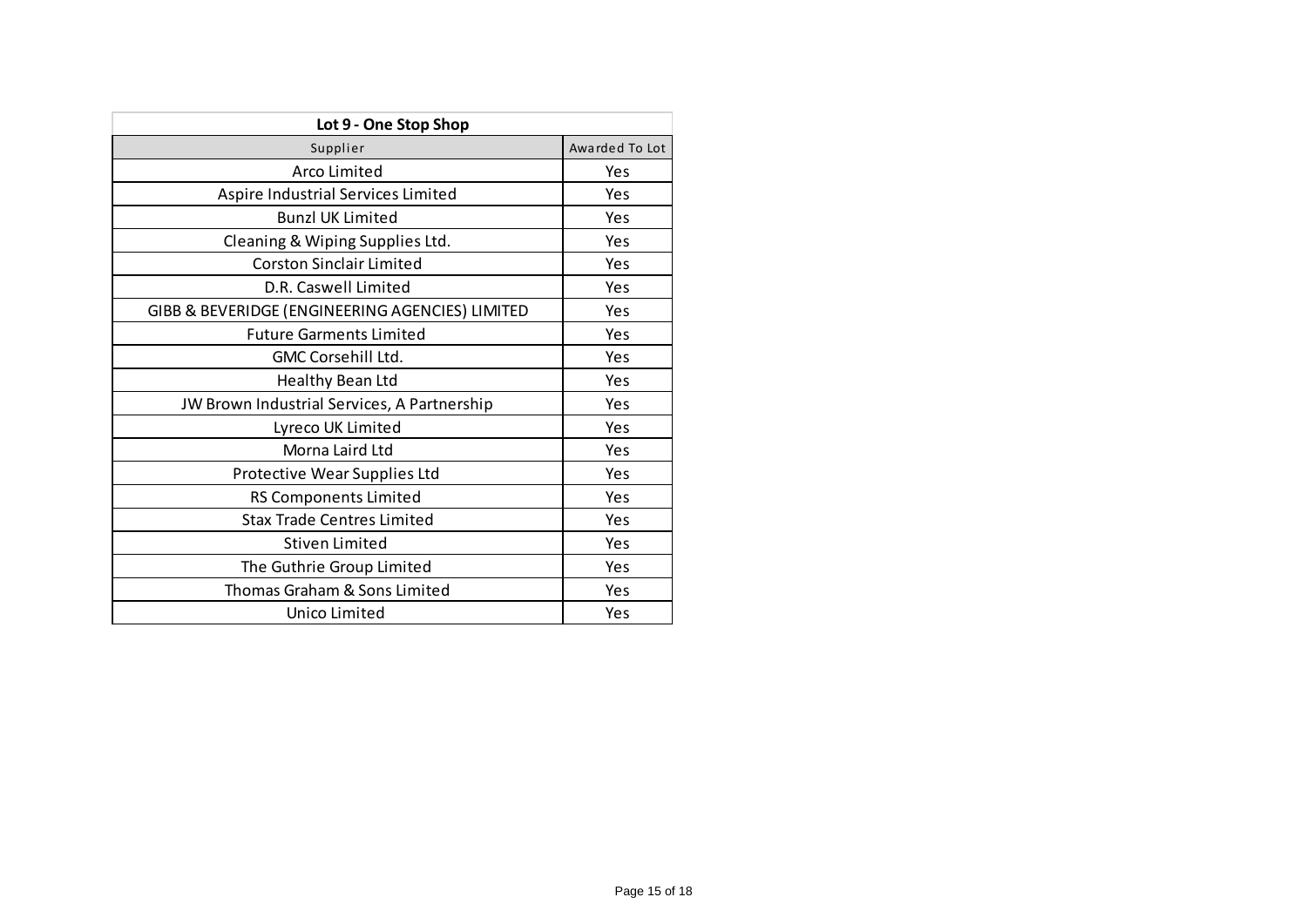| Lot 9 - One Stop Shop | |
|---|---|
| Supplier | Awarded To Lot |
| Arco Limited | Yes |
| Aspire Industrial Services Limited | Yes |
| Bunzl UK Limited | Yes |
| Cleaning & Wiping Supplies Ltd. | Yes |
| Corston Sinclair Limited | Yes |
| D.R. Caswell Limited | Yes |
| GIBB & BEVERIDGE (ENGINEERING AGENCIES) LIMITED | Yes |
| Future Garments Limited | Yes |
| GMC Corsehill Ltd. | Yes |
| Healthy Bean Ltd | Yes |
| JW Brown Industrial Services, A Partnership | Yes |
| Lyreco UK Limited | Yes |
| Morna Laird Ltd | Yes |
| Protective Wear Supplies Ltd | Yes |
| RS Components Limited | Yes |
| Stax Trade Centres Limited | Yes |
| Stiven Limited | Yes |
| The Guthrie Group Limited | Yes |
| Thomas Graham & Sons Limited | Yes |
| Unico Limited | Yes |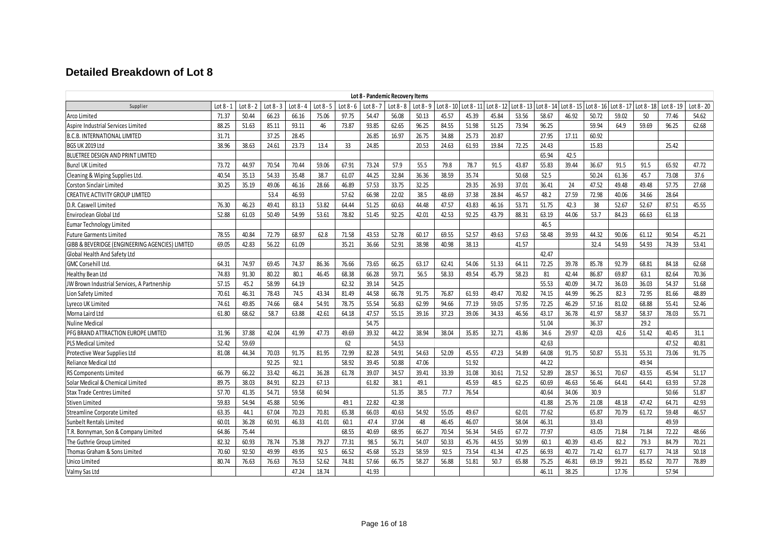## Detailed Breakdown of Lot 8

| | Lot 8 - Pandemic Recovery Items | | | | | | | | | | | | | | | | | | | |
|---|---|---|---|---|---|---|---|---|---|---|---|---|---|---|---|---|---|---|---|---|
| Supplier | Lot 8 - 1 | Lot 8 - 2 | Lot 8 - 3 | Lot 8 - 4 | Lot 8 - 5 | Lot 8 - 6 | Lot 8 - 7 | Lot 8 - 8 | Lot 8 - 9 | Lot 8 - 10 | Lot 8 - 11 | Lot 8 - 12 | Lot 8 - 13 | Lot 8 - 14 | Lot 8 - 15 | Lot 8 - 16 | Lot 8 - 17 | Lot 8 - 18 | Lot 8 - 19 | Lot 8 - 20 |
| Arco Limited | 71.37 | 50.44 | 66.23 | 66.16 | 75.06 | 97.75 | 54.47 | 56.08 | 50.13 | 45.57 | 45.39 | 45.84 | 53.56 | 58.67 | 46.92 | 50.72 | 59.02 | 50 | 77.46 | 54.62 |
| Aspire Industrial Services Limited | 88.25 | 51.63 | 85.11 | 93.11 | 46 | 73.87 | 93.85 | 62.65 | 96.25 | 84.55 | 51.98 | 51.25 | 73.94 | 96.25 | | 59.94 | 64.9 | 59.69 | 96.25 | 62.68 |
| B.C.B. INTERNATIONAL LIMITED | 31.71 | | 37.25 | 28.45 | | | 26.85 | 16.97 | 26.75 | 34.88 | 25.73 | 20.87 | | 27.95 | 17.11 | 60.92 | | | | |
| BGS UK 2019 Ltd | 38.96 | 38.63 | 24.61 | 23.73 | 13.4 | 33 | 24.85 | | 20.53 | 24.63 | 61.93 | 19.84 | 72.25 | 24.43 | | 15.83 | | | 25.42 | |
| BLUETREE DESIGN AND PRINT LIMITED | | | | | | | | | | | | | | 65.94 | 42.5 | | | | | |
| Bunzl UK Limited | 73.72 | 44.97 | 70.54 | 70.44 | 59.06 | 67.91 | 73.24 | 57.9 | 55.5 | 79.8 | 78.7 | 91.5 | 43.87 | 55.83 | 39.44 | 36.67 | 91.5 | 91.5 | 65.92 | 47.72 |
| Cleaning & Wiping Supplies Ltd. | 40.54 | 35.13 | 54.33 | 35.48 | 38.7 | 61.07 | 44.25 | 32.84 | 36.36 | 38.59 | 35.74 | | 50.68 | 52.5 | | 50.24 | 61.36 | 45.7 | 73.08 | 37.6 |
| Corston Sinclair Limited | 30.25 | 35.19 | 49.06 | 46.16 | 28.66 | 46.89 | 57.53 | 33.75 | 32.25 | | 29.35 | 26.93 | 37.01 | 36.41 | 24 | 47.52 | 49.48 | 49.48 | 57.75 | 27.68 |
| CREATIVE ACTIVITY GROUP LIMITED | | | 53.4 | 46.93 | | 57.62 | 66.98 | 22.02 | 38.5 | 48.69 | 37.38 | 28.84 | 46.57 | 48.2 | 27.59 | 72.98 | 40.06 | 34.66 | 28.64 | |
| D.R. Caswell Limited | 76.30 | 46.23 | 49.41 | 83.13 | 53.82 | 64.44 | 51.25 | 60.63 | 44.48 | 47.57 | 43.83 | 46.16 | 53.71 | 51.75 | 42.3 | 38 | 52.67 | 52.67 | 87.51 | 45.55 |
| Enviroclean Global Ltd | 52.88 | 61.03 | 50.49 | 54.99 | 53.61 | 78.82 | 51.45 | 92.25 | 42.01 | 42.53 | 92.25 | 43.79 | 88.31 | 63.19 | 44.06 | 53.7 | 84.23 | 66.63 | 61.18 | |
| Eumar Technology Limited | | | | | | | | | | | | | | 46.5 | | | | | | |
| Future Garments Limited | 78.55 | 40.84 | 72.79 | 68.97 | 62.8 | 71.58 | 43.53 | 52.78 | 60.17 | 69.55 | 52.57 | 49.63 | 57.63 | 58.48 | 39.93 | 44.32 | 90.06 | 61.12 | 90.54 | 45.21 |
| GIBB & BEVERIDGE (ENGINEERING AGENCIES) LIMITED | 69.05 | 42.83 | 56.22 | 61.09 | | 35.21 | 36.66 | 52.91 | 38.98 | 40.98 | 38.13 | | 41.57 | | | 32.4 | 54.93 | 54.93 | 74.39 | 53.41 |
| Global Health And Safety Ltd | | | | | | | | | | | | | | 42.47 | | | | | | |
| GMC Corsehill Ltd. | 64.31 | 74.97 | 69.45 | 74.37 | 86.36 | 76.66 | 73.65 | 66.25 | 63.17 | 62.41 | 54.06 | 51.33 | 64.11 | 72.25 | 39.78 | 85.78 | 92.79 | 68.81 | 84.18 | 62.68 |
| Healthy Bean Ltd | 74.83 | 91.30 | 80.22 | 80.1 | 46.45 | 68.38 | 66.28 | 59.71 | 56.5 | 58.33 | 49.54 | 45.79 | 58.23 | 81 | 42.44 | 86.87 | 69.87 | 63.1 | 82.64 | 70.36 |
| JW Brown Industrial Services, A Partnership | 57.15 | 45.2 | 58.99 | 64.19 | | 62.32 | 39.14 | 54.25 | | | | | | 55.53 | 40.09 | 34.72 | 36.03 | 36.03 | 54.37 | 51.68 |
| Lion Safety Limited | 70.61 | 46.31 | 78.43 | 74.5 | 43.34 | 81.49 | 44.58 | 66.78 | 91.75 | 76.87 | 61.93 | 49.47 | 70.82 | 74.15 | 44.99 | 96.25 | 82.3 | 72.95 | 81.66 | 48.89 |
| Lyreco UK Limited | 74.61 | 49.85 | 74.66 | 68.4 | 54.91 | 78.75 | 55.54 | 56.83 | 62.99 | 94.66 | 77.19 | 59.05 | 57.95 | 72.25 | 46.29 | 57.16 | 81.02 | 68.88 | 55.41 | 52.46 |
| Morna Laird Ltd | 61.80 | 68.62 | 58.7 | 63.88 | 42.61 | 64.18 | 47.57 | 55.15 | 39.16 | 37.23 | 39.06 | 34.33 | 46.56 | 43.17 | 36.78 | 41.97 | 58.37 | 58.37 | 78.03 | 55.71 |
| Nuline Medical | | | | | | | 54.75 | | | | | | | 51.04 | | 36.37 | | 29.2 | | |
| PFG BRAND ATTRACTION EUROPE LIMITED | 31.96 | 37.88 | 42.04 | 41.99 | 47.73 | 49.69 | 39.32 | 44.22 | 38.94 | 38.04 | 35.85 | 32.71 | 43.86 | 34.6 | 29.97 | 42.03 | 42.6 | 51.42 | 40.45 | 31.1 |
| PLS Medical Limited | 52.42 | 59.69 | | | | 62 | | 54.53 | | | | | | 42.63 | | | | | 47.52 | 40.81 |
| Protective Wear Supplies Ltd | 81.08 | 44.34 | 70.03 | 91.75 | 81.95 | 72.99 | 82.28 | 54.91 | 54.63 | 52.09 | 45.55 | 47.23 | 54.89 | 64.08 | 91.75 | 50.87 | 55.31 | 55.31 | 73.06 | 91.75 |
| Reliance Medical Ltd | | | 92.25 | 92.1 | | 58.92 | 39.45 | 50.88 | 47.06 | | 51.92 | | | 44.22 | | | | 49.94 | | |
| RS Components Limited | 66.79 | 66.22 | 33.42 | 46.21 | 36.28 | 61.78 | 39.07 | 34.57 | 39.41 | 33.39 | 31.08 | 30.61 | 71.52 | 52.89 | 28.57 | 36.51 | 70.67 | 43.55 | 45.94 | 51.17 |
| Solar Medical & Chemical Limited | 89.75 | 38.03 | 84.91 | 82.23 | 67.13 | | 61.82 | 38.1 | 49.1 | | 45.59 | 48.5 | 62.25 | 60.69 | 46.63 | 56.46 | 64.41 | 64.41 | 63.93 | 57.28 |
| Stax Trade Centres Limited | 57.70 | 41.35 | 54.71 | 59.58 | 60.94 | | | 51.35 | 38.5 | 77.7 | 76.54 | | | 40.64 | 34.06 | 30.9 | | | 50.66 | 51.87 |
| Stiven Limited | 59.83 | 54.94 | 45.88 | 50.96 | | 49.1 | 22.82 | 42.38 | | | | | | 41.88 | 25.76 | 21.08 | 48.18 | 47.42 | 64.71 | 42.93 |
| Streamline Corporate Limited | 63.35 | 44.1 | 67.04 | 70.23 | 70.81 | 65.38 | 66.03 | 40.63 | 54.92 | 55.05 | 49.67 | | 62.01 | 77.62 | | 65.87 | 70.79 | 61.72 | 59.48 | 46.57 |
| Sunbelt Rentals Limited | 60.01 | 36.28 | 60.91 | 46.33 | 41.01 | 60.1 | 47.4 | 37.04 | 48 | 46.45 | 46.07 | | 58.04 | 46.31 | | 33.43 | | | 49.59 | |
| T.R. Bonnyman, Son & Company Limited | 64.86 | 75.44 | | | | 68.55 | 40.69 | 68.95 | 66.27 | 70.54 | 56.34 | 54.65 | 67.72 | 77.97 | | 43.05 | 71.84 | 71.84 | 72.22 | 48.66 |
| The Guthrie Group Limited | 82.32 | 60.93 | 78.74 | 75.38 | 79.27 | 77.31 | 98.5 | 56.71 | 54.07 | 50.33 | 45.76 | 44.55 | 50.99 | 60.1 | 40.39 | 43.45 | 82.2 | 79.3 | 84.79 | 70.21 |
| Thomas Graham & Sons Limited | 70.60 | 92.50 | 49.99 | 49.95 | 92.5 | 66.52 | 45.68 | 55.23 | 58.59 | 92.5 | 73.54 | 41.34 | 47.25 | 66.93 | 40.72 | 71.42 | 61.77 | 61.77 | 74.18 | 50.18 |
| Unico Limited | 80.74 | 76.63 | 76.63 | 76.53 | 52.62 | 74.81 | 57.66 | 66.75 | 58.27 | 56.88 | 51.81 | 50.7 | 65.88 | 75.25 | 46.81 | 69.19 | 99.21 | 85.62 | 70.77 | 78.89 |
| Valmy Sas Ltd | | | | 47.24 | 18.74 | | 41.93 | | | | | | | 46.11 | 38.25 | | 17.76 | | 57.94 | |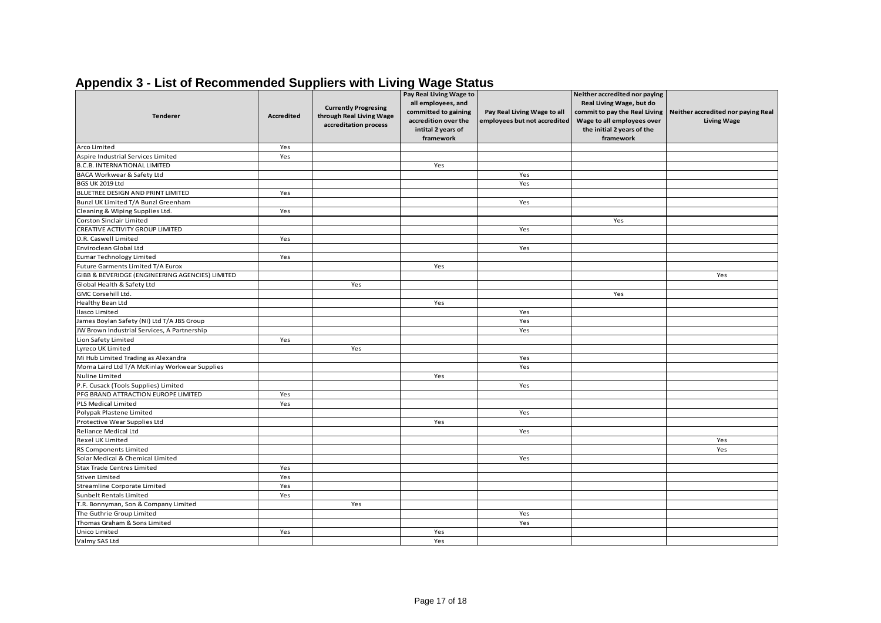# Appendix 3 - List of Recommended Suppliers with Living Wage Status

| Tenderer | Accredited | Currently Progresing through Real Living Wage accreditation process | Pay Real Living Wage to all employees, and committed to gaining accredition over the intital 2 years of framework | Pay Real Living Wage to all employees but not accredited | Neither accredited nor paying Real Living Wage, but do commit to pay the Real Living Wage to all employees over the initial 2 years of the framework | Neither accredited nor paying Real Living Wage |
|---|---|---|---|---|---|---|
| Arco Limited | Yes | | | | | |
| Aspire Industrial Services Limited | Yes | | | | | |
| B.C.B. INTERNATIONAL LIMITED | | | Yes | | | |
| BACA Workwear & Safety Ltd | | | | Yes | | |
| BGS UK 2019 Ltd | | | | Yes | | |
| BLUETREE DESIGN AND PRINT LIMITED | Yes | | | | | |
| Bunzl UK Limited T/A Bunzl Greenham | | | | Yes | | |
| Cleaning & Wiping Supplies Ltd. | Yes | | | | | |
| Corston Sinclair Limited | | | | | Yes | |
| CREATIVE ACTIVITY GROUP LIMITED | | | | Yes | | |
| D.R. Caswell Limited | Yes | | | | | |
| Enviroclean Global Ltd | | | | Yes | | |
| Eumar Technology Limited | Yes | | | | | |
| Future Garments Limited T/A Eurox | | | Yes | | | |
| GIBB & BEVERIDGE (ENGINEERING AGENCIES) LIMITED | | | | | | Yes |
| Global Health & Safety Ltd | | Yes | | | | |
| GMC Corsehill Ltd. | | | | | Yes | |
| Healthy Bean Ltd | | | Yes | | | |
| Ilasco Limited | | | | Yes | | |
| James Boylan Safety (NI) Ltd T/A JBS Group | | | | Yes | | |
| JW Brown Industrial Services, A Partnership | | | | Yes | | |
| Lion Safety Limited | Yes | | | | | |
| Lyreco UK Limited | | Yes | | | | |
| Mi Hub Limited Trading as Alexandra | | | | Yes | | |
| Morna Laird Ltd T/A McKinlay Workwear Supplies | | | | Yes | | |
| Nuline Limited | | | Yes | | | |
| P.F. Cusack (Tools Supplies) Limited | | | | Yes | | |
| PFG BRAND ATTRACTION EUROPE LIMITED | Yes | | | | | |
| PLS Medical Limited | Yes | | | | | |
| Polypak Plastene Limited | | | | Yes | | |
| Protective Wear Supplies Ltd | | | Yes | | | |
| Reliance Medical Ltd | | | | Yes | | |
| Rexel UK Limited | | | | | | Yes |
| RS Components Limited | | | | | | Yes |
| Solar Medical & Chemical Limited | | | | Yes | | |
| Stax Trade Centres Limited | Yes | | | | | |
| Stiven Limited | Yes | | | | | |
| Streamline Corporate Limited | Yes | | | | | |
| Sunbelt Rentals Limited | Yes | | | | | |
| T.R. Bonnyman, Son & Company Limited | | Yes | | | | |
| The Guthrie Group Limited | | | | Yes | | |
| Thomas Graham & Sons Limited | | | | Yes | | |
| Unico Limited | Yes | | Yes | | | |
| Valmy SAS Ltd | | | Yes | | | |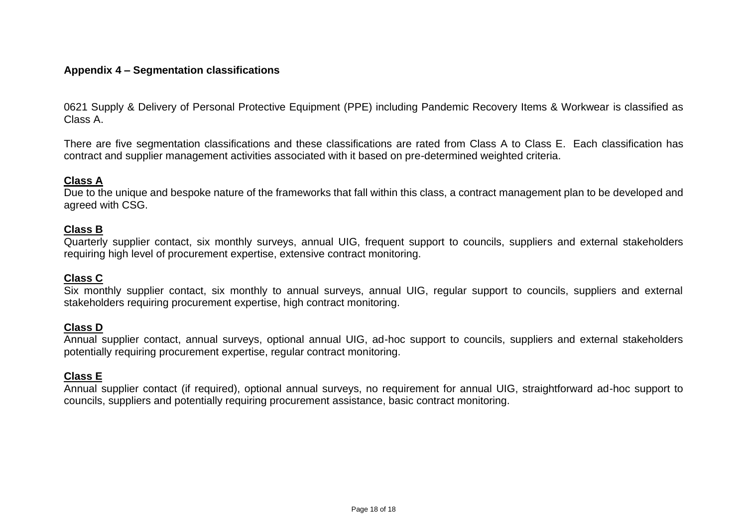**Appendix 4 – Segmentation classifications**

0621 Supply & Delivery of Personal Protective Equipment (PPE) including Pandemic Recovery Items & Workwear is classified as Class A.

There are five segmentation classifications and these classifications are rated from Class A to Class E. Each classification has contract and supplier management activities associated with it based on pre-determined weighted criteria.

**Class A**
Due to the unique and bespoke nature of the frameworks that fall within this class, a contract management plan to be developed and agreed with CSG.

**Class B**
Quarterly supplier contact, six monthly surveys, annual UIG, frequent support to councils, suppliers and external stakeholders requiring high level of procurement expertise, extensive contract monitoring.

**Class C**
Six monthly supplier contact, six monthly to annual surveys, annual UIG, regular support to councils, suppliers and external stakeholders requiring procurement expertise, high contract monitoring.

**Class D**
Annual supplier contact, annual surveys, optional annual UIG, ad-hoc support to councils, suppliers and external stakeholders potentially requiring procurement expertise, regular contract monitoring.

**Class E**
Annual supplier contact (if required), optional annual surveys, no requirement for annual UIG, straightforward ad-hoc support to councils, suppliers and potentially requiring procurement assistance, basic contract monitoring.